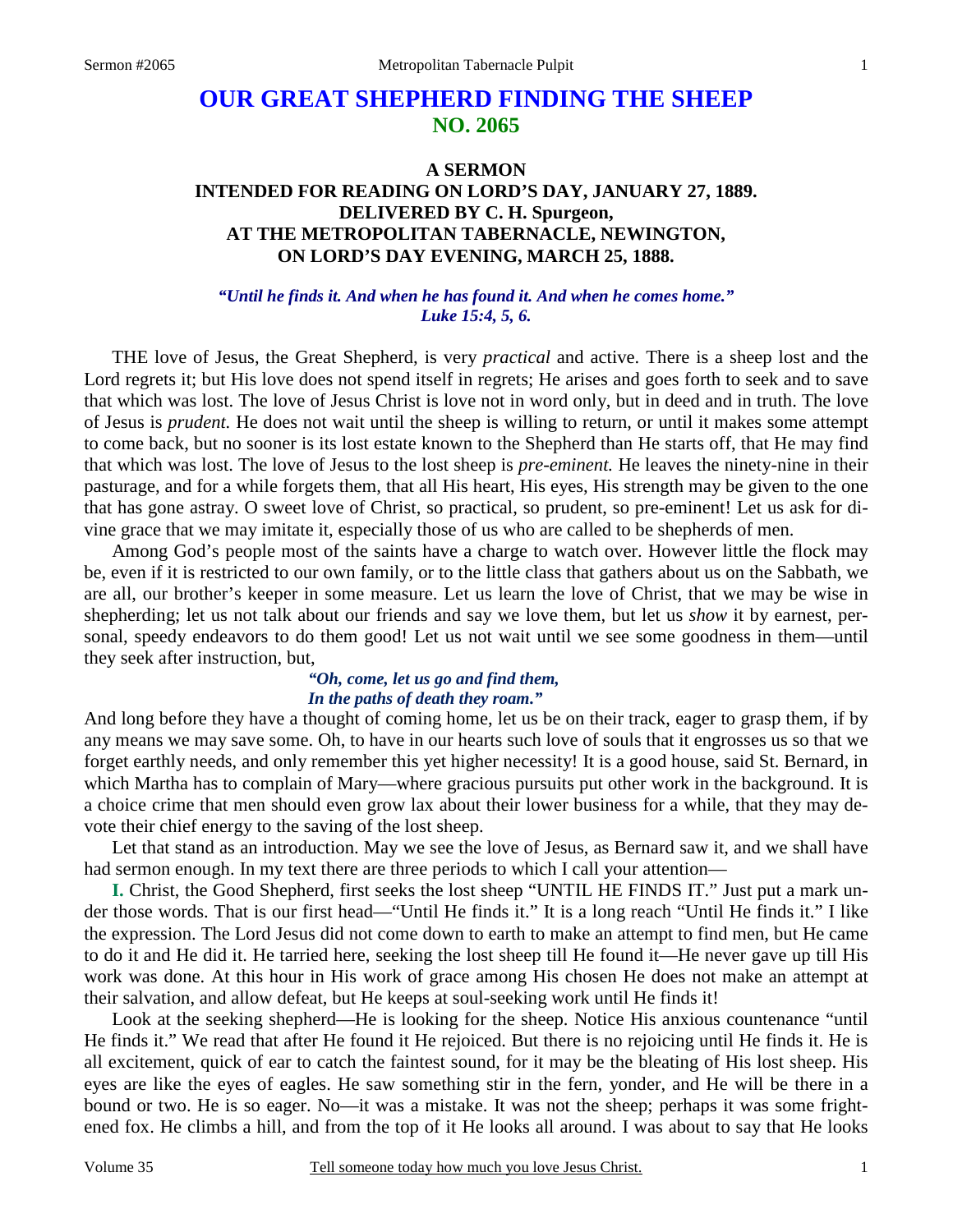# OUR GREAT SHEPHERD FINDING THE SHEEP
## NO. 2065

### A SERMON
### INTENDED FOR READING ON LORD'S DAY, JANUARY 27, 1889.
### DELIVERED BY C. H. Spurgeon,
### AT THE METROPOLITAN TABERNACLE, NEWINGTON,
### ON LORD'S DAY EVENING, MARCH 25, 1888.

***"Until he finds it. And when he has found it. And when he comes home." Luke 15:4, 5, 6.***

THE love of Jesus, the Great Shepherd, is very *practical* and active. There is a sheep lost and the Lord regrets it; but His love does not spend itself in regrets; He arises and goes forth to seek and to save that which was lost. The love of Jesus Christ is love not in word only, but in deed and in truth. The love of Jesus is *prudent.* He does not wait until the sheep is willing to return, or until it makes some attempt to come back, but no sooner is its lost estate known to the Shepherd than He starts off, that He may find that which was lost. The love of Jesus to the lost sheep is *pre-eminent.* He leaves the ninety-nine in their pasturage, and for a while forgets them, that all His heart, His eyes, His strength may be given to the one that has gone astray. O sweet love of Christ, so practical, so prudent, so pre-eminent! Let us ask for divine grace that we may imitate it, especially those of us who are called to be shepherds of men.

Among God's people most of the saints have a charge to watch over. However little the flock may be, even if it is restricted to our own family, or to the little class that gathers about us on the Sabbath, we are all, our brother's keeper in some measure. Let us learn the love of Christ, that we may be wise in shepherding; let us not talk about our friends and say we love them, but let us *show* it by earnest, personal, speedy endeavors to do them good! Let us not wait until we see some goodness in them—until they seek after instruction, but,

> ***"Oh, come, let us go and find them,***
> ***In the paths of death they roam."***

And long before they have a thought of coming home, let us be on their track, eager to grasp them, if by any means we may save some. Oh, to have in our hearts such love of souls that it engrosses us so that we forget earthly needs, and only remember this yet higher necessity! It is a good house, said St. Bernard, in which Martha has to complain of Mary—where gracious pursuits put other work in the background. It is a choice crime that men should even grow lax about their lower business for a while, that they may devote their chief energy to the saving of the lost sheep.

Let that stand as an introduction. May we see the love of Jesus, as Bernard saw it, and we shall have had sermon enough. In my text there are three periods to which I call your attention—

**I.** Christ, the Good Shepherd, first seeks the lost sheep "UNTIL HE FINDS IT." Just put a mark under those words. That is our first head—"Until He finds it." It is a long reach "Until He finds it." I like the expression. The Lord Jesus did not come down to earth to make an attempt to find men, but He came to do it and He did it. He tarried here, seeking the lost sheep till He found it—He never gave up till His work was done. At this hour in His work of grace among His chosen He does not make an attempt at their salvation, and allow defeat, but He keeps at soul-seeking work until He finds it!

Look at the seeking shepherd—He is looking for the sheep. Notice His anxious countenance "until He finds it." We read that after He found it He rejoiced. But there is no rejoicing until He finds it. He is all excitement, quick of ear to catch the faintest sound, for it may be the bleating of His lost sheep. His eyes are like the eyes of eagles. He saw something stir in the fern, yonder, and He will be there in a bound or two. He is so eager. No—it was a mistake. It was not the sheep; perhaps it was some frightened fox. He climbs a hill, and from the top of it He looks all around. I was about to say that He looks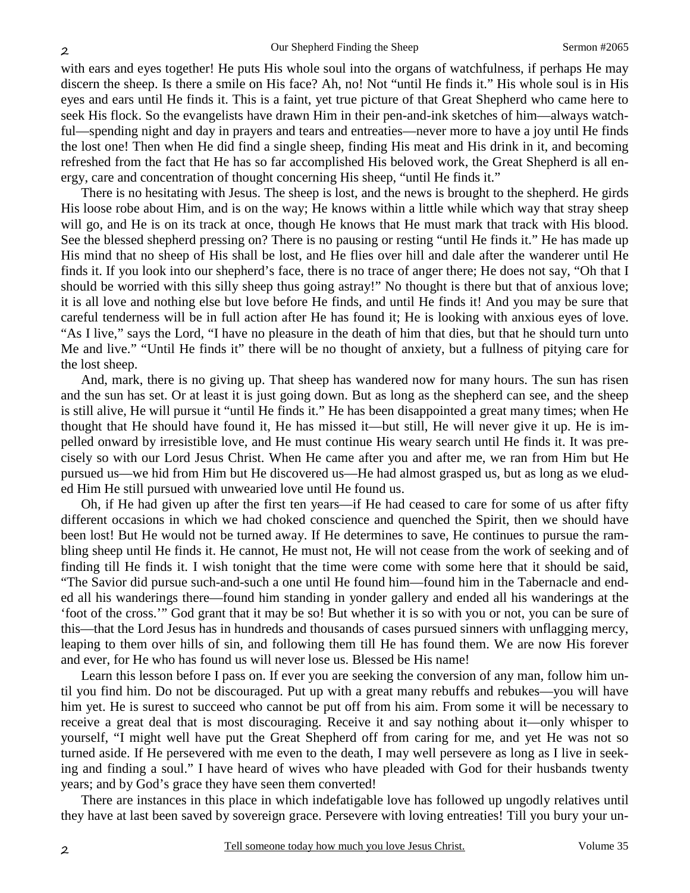with ears and eyes together! He puts His whole soul into the organs of watchfulness, if perhaps He may discern the sheep. Is there a smile on His face? Ah, no! Not "until He finds it." His whole soul is in His eyes and ears until He finds it. This is a faint, yet true picture of that Great Shepherd who came here to seek His flock. So the evangelists have drawn Him in their pen-and-ink sketches of him—always watchful—spending night and day in prayers and tears and entreaties—never more to have a joy until He finds the lost one! Then when He did find a single sheep, finding His meat and His drink in it, and becoming refreshed from the fact that He has so far accomplished His beloved work, the Great Shepherd is all energy, care and concentration of thought concerning His sheep, "until He finds it."

There is no hesitating with Jesus. The sheep is lost, and the news is brought to the shepherd. He girds His loose robe about Him, and is on the way; He knows within a little while which way that stray sheep will go, and He is on its track at once, though He knows that He must mark that track with His blood. See the blessed shepherd pressing on? There is no pausing or resting "until He finds it." He has made up His mind that no sheep of His shall be lost, and He flies over hill and dale after the wanderer until He finds it. If you look into our shepherd's face, there is no trace of anger there; He does not say, "Oh that I should be worried with this silly sheep thus going astray!" No thought is there but that of anxious love; it is all love and nothing else but love before He finds, and until He finds it! And you may be sure that careful tenderness will be in full action after He has found it; He is looking with anxious eyes of love. "As I live," says the Lord, "I have no pleasure in the death of him that dies, but that he should turn unto Me and live." "Until He finds it" there will be no thought of anxiety, but a fullness of pitying care for the lost sheep.

And, mark, there is no giving up. That sheep has wandered now for many hours. The sun has risen and the sun has set. Or at least it is just going down. But as long as the shepherd can see, and the sheep is still alive, He will pursue it "until He finds it." He has been disappointed a great many times; when He thought that He should have found it, He has missed it—but still, He will never give it up. He is impelled onward by irresistible love, and He must continue His weary search until He finds it. It was precisely so with our Lord Jesus Christ. When He came after you and after me, we ran from Him but He pursued us—we hid from Him but He discovered us—He had almost grasped us, but as long as we eluded Him He still pursued with unwearied love until He found us.

Oh, if He had given up after the first ten years—if He had ceased to care for some of us after fifty different occasions in which we had choked conscience and quenched the Spirit, then we should have been lost! But He would not be turned away. If He determines to save, He continues to pursue the rambling sheep until He finds it. He cannot, He must not, He will not cease from the work of seeking and of finding till He finds it. I wish tonight that the time were come with some here that it should be said, "The Savior did pursue such-and-such a one until He found him—found him in the Tabernacle and ended all his wanderings there—found him standing in yonder gallery and ended all his wanderings at the 'foot of the cross.'" God grant that it may be so! But whether it is so with you or not, you can be sure of this—that the Lord Jesus has in hundreds and thousands of cases pursued sinners with unflagging mercy, leaping to them over hills of sin, and following them till He has found them. We are now His forever and ever, for He who has found us will never lose us. Blessed be His name!

Learn this lesson before I pass on. If ever you are seeking the conversion of any man, follow him until you find him. Do not be discouraged. Put up with a great many rebuffs and rebukes—you will have him yet. He is surest to succeed who cannot be put off from his aim. From some it will be necessary to receive a great deal that is most discouraging. Receive it and say nothing about it—only whisper to yourself, "I might well have put the Great Shepherd off from caring for me, and yet He was not so turned aside. If He persevered with me even to the death, I may well persevere as long as I live in seeking and finding a soul." I have heard of wives who have pleaded with God for their husbands twenty years; and by God's grace they have seen them converted!

There are instances in this place in which indefatigable love has followed up ungodly relatives until they have at last been saved by sovereign grace. Persevere with loving entreaties! Till you bury your un-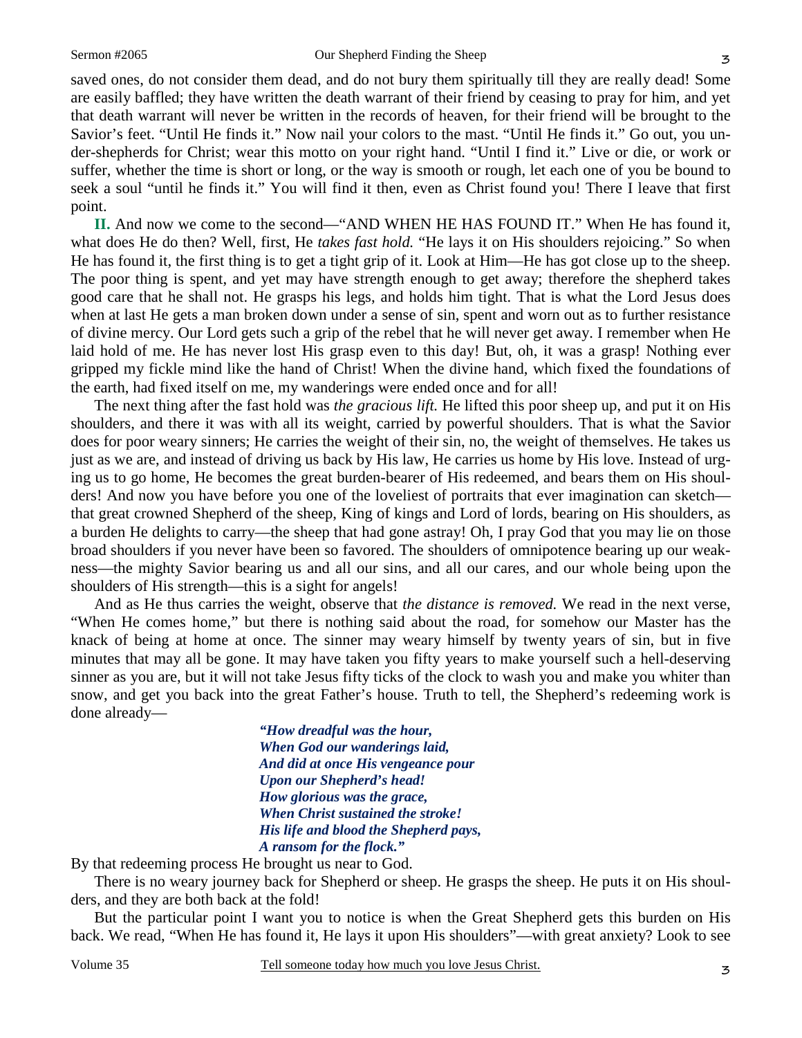saved ones, do not consider them dead, and do not bury them spiritually till they are really dead! Some are easily baffled; they have written the death warrant of their friend by ceasing to pray for him, and yet that death warrant will never be written in the records of heaven, for their friend will be brought to the Savior's feet. "Until He finds it." Now nail your colors to the mast. "Until He finds it." Go out, you under-shepherds for Christ; wear this motto on your right hand. "Until I find it." Live or die, or work or suffer, whether the time is short or long, or the way is smooth or rough, let each one of you be bound to seek a soul "until he finds it." You will find it then, even as Christ found you! There I leave that first point.

**II.** And now we come to the second—"AND WHEN HE HAS FOUND IT." When He has found it, what does He do then? Well, first, He *takes fast hold.* "He lays it on His shoulders rejoicing." So when He has found it, the first thing is to get a tight grip of it. Look at Him—He has got close up to the sheep. The poor thing is spent, and yet may have strength enough to get away; therefore the shepherd takes good care that he shall not. He grasps his legs, and holds him tight. That is what the Lord Jesus does when at last He gets a man broken down under a sense of sin, spent and worn out as to further resistance of divine mercy. Our Lord gets such a grip of the rebel that he will never get away. I remember when He laid hold of me. He has never lost His grasp even to this day! But, oh, it was a grasp! Nothing ever gripped my fickle mind like the hand of Christ! When the divine hand, which fixed the foundations of the earth, had fixed itself on me, my wanderings were ended once and for all!

The next thing after the fast hold was *the gracious lift.* He lifted this poor sheep up, and put it on His shoulders, and there it was with all its weight, carried by powerful shoulders. That is what the Savior does for poor weary sinners; He carries the weight of their sin, no, the weight of themselves. He takes us just as we are, and instead of driving us back by His law, He carries us home by His love. Instead of urging us to go home, He becomes the great burden-bearer of His redeemed, and bears them on His shoulders! And now you have before you one of the loveliest of portraits that ever imagination can sketch—that great crowned Shepherd of the sheep, King of kings and Lord of lords, bearing on His shoulders, as a burden He delights to carry—the sheep that had gone astray! Oh, I pray God that you may lie on those broad shoulders if you never have been so favored. The shoulders of omnipotence bearing up our weakness—the mighty Savior bearing us and all our sins, and all our cares, and our whole being upon the shoulders of His strength—this is a sight for angels!

And as He thus carries the weight, observe that *the distance is removed.* We read in the next verse, "When He comes home," but there is nothing said about the road, for somehow our Master has the knack of being at home at once. The sinner may weary himself by twenty years of sin, but in five minutes that may all be gone. It may have taken you fifty years to make yourself such a hell-deserving sinner as you are, but it will not take Jesus fifty ticks of the clock to wash you and make you whiter than snow, and get you back into the great Father's house. Truth to tell, the Shepherd's redeeming work is done already—

> ***"How dreadful was the hour,***
> ***When God our wanderings laid,***
> ***And did at once His vengeance pour***
> ***Upon our Shepherd's head!***
> ***How glorious was the grace,***
> ***When Christ sustained the stroke!***
> ***His life and blood the Shepherd pays,***
> ***A ransom for the flock."***

By that redeeming process He brought us near to God.

There is no weary journey back for Shepherd or sheep. He grasps the sheep. He puts it on His shoulders, and they are both back at the fold!

But the particular point I want you to notice is when the Great Shepherd gets this burden on His back. We read, "When He has found it, He lays it upon His shoulders"—with great anxiety? Look to see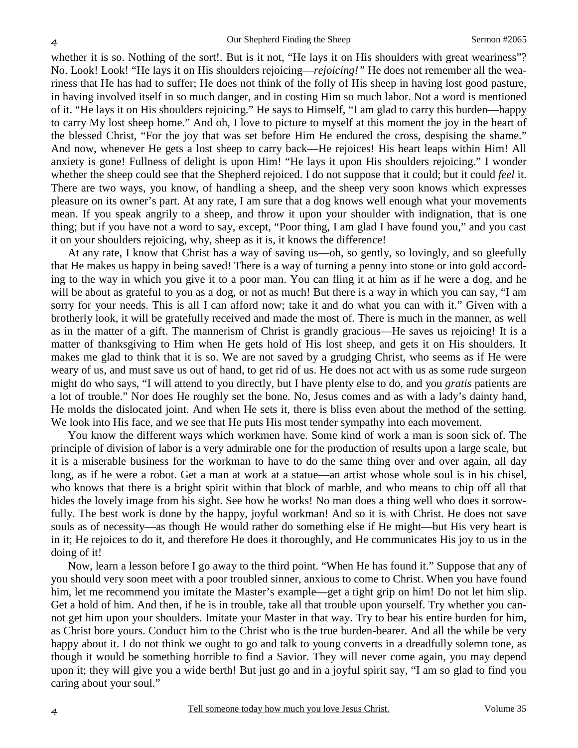whether it is so. Nothing of the sort!. But is it not, "He lays it on His shoulders with great weariness"? No. Look! Look! "He lays it on His shoulders rejoicing—*rejoicing!"* He does not remember all the weariness that He has had to suffer; He does not think of the folly of His sheep in having lost good pasture, in having involved itself in so much danger, and in costing Him so much labor. Not a word is mentioned of it. "He lays it on His shoulders rejoicing." He says to Himself, "I am glad to carry this burden—happy to carry My lost sheep home." And oh, I love to picture to myself at this moment the joy in the heart of the blessed Christ, "For the joy that was set before Him He endured the cross, despising the shame." And now, whenever He gets a lost sheep to carry back—He rejoices! His heart leaps within Him! All anxiety is gone! Fullness of delight is upon Him! "He lays it upon His shoulders rejoicing." I wonder whether the sheep could see that the Shepherd rejoiced. I do not suppose that it could; but it could *feel* it. There are two ways, you know, of handling a sheep, and the sheep very soon knows which expresses pleasure on its owner's part. At any rate, I am sure that a dog knows well enough what your movements mean. If you speak angrily to a sheep, and throw it upon your shoulder with indignation, that is one thing; but if you have not a word to say, except, "Poor thing, I am glad I have found you," and you cast it on your shoulders rejoicing, why, sheep as it is, it knows the difference!

At any rate, I know that Christ has a way of saving us—oh, so gently, so lovingly, and so gleefully that He makes us happy in being saved! There is a way of turning a penny into stone or into gold according to the way in which you give it to a poor man. You can fling it at him as if he were a dog, and he will be about as grateful to you as a dog, or not as much! But there is a way in which you can say, "I am sorry for your needs. This is all I can afford now; take it and do what you can with it." Given with a brotherly look, it will be gratefully received and made the most of. There is much in the manner, as well as in the matter of a gift. The mannerism of Christ is grandly gracious—He saves us rejoicing! It is a matter of thanksgiving to Him when He gets hold of His lost sheep, and gets it on His shoulders. It makes me glad to think that it is so. We are not saved by a grudging Christ, who seems as if He were weary of us, and must save us out of hand, to get rid of us. He does not act with us as some rude surgeon might do who says, "I will attend to you directly, but I have plenty else to do, and you *gratis* patients are a lot of trouble." Nor does He roughly set the bone. No, Jesus comes and as with a lady's dainty hand, He molds the dislocated joint. And when He sets it, there is bliss even about the method of the setting. We look into His face, and we see that He puts His most tender sympathy into each movement.

You know the different ways which workmen have. Some kind of work a man is soon sick of. The principle of division of labor is a very admirable one for the production of results upon a large scale, but it is a miserable business for the workman to have to do the same thing over and over again, all day long, as if he were a robot. Get a man at work at a statue—an artist whose whole soul is in his chisel, who knows that there is a bright spirit within that block of marble, and who means to chip off all that hides the lovely image from his sight. See how he works! No man does a thing well who does it sorrowfully. The best work is done by the happy, joyful workman! And so it is with Christ. He does not save souls as of necessity—as though He would rather do something else if He might—but His very heart is in it; He rejoices to do it, and therefore He does it thoroughly, and He communicates His joy to us in the doing of it!

Now, learn a lesson before I go away to the third point. "When He has found it." Suppose that any of you should very soon meet with a poor troubled sinner, anxious to come to Christ. When you have found him, let me recommend you imitate the Master's example—get a tight grip on him! Do not let him slip. Get a hold of him. And then, if he is in trouble, take all that trouble upon yourself. Try whether you cannot get him upon your shoulders. Imitate your Master in that way. Try to bear his entire burden for him, as Christ bore yours. Conduct him to the Christ who is the true burden-bearer. And all the while be very happy about it. I do not think we ought to go and talk to young converts in a dreadfully solemn tone, as though it would be something horrible to find a Savior. They will never come again, you may depend upon it; they will give you a wide berth! But just go and in a joyful spirit say, "I am so glad to find you caring about your soul."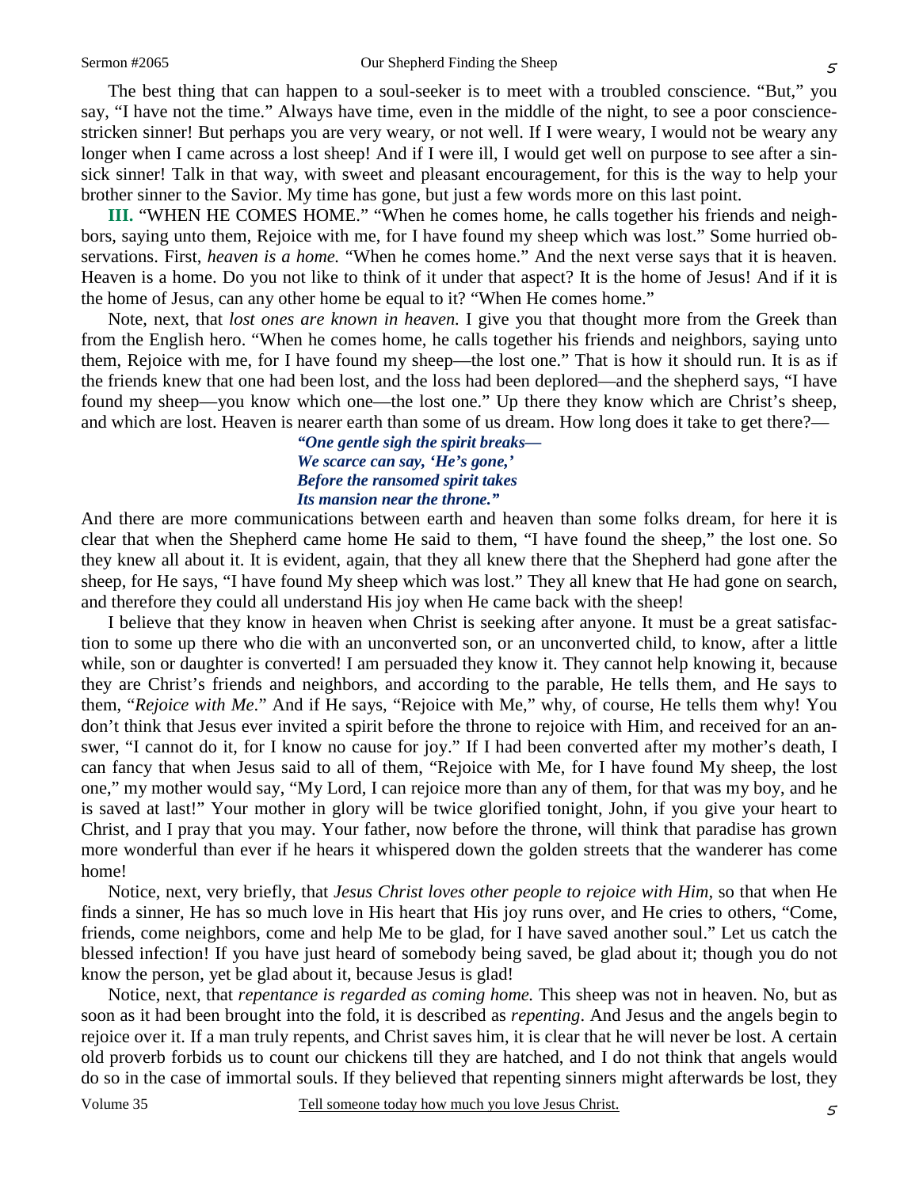The best thing that can happen to a soul-seeker is to meet with a troubled conscience. "But," you say, "I have not the time." Always have time, even in the middle of the night, to see a poor conscience-stricken sinner! But perhaps you are very weary, or not well. If I were weary, I would not be weary any longer when I came across a lost sheep! And if I were ill, I would get well on purpose to see after a sin-sick sinner! Talk in that way, with sweet and pleasant encouragement, for this is the way to help your brother sinner to the Savior. My time has gone, but just a few words more on this last point.

**III.** "WHEN HE COMES HOME." "When he comes home, he calls together his friends and neighbors, saying unto them, Rejoice with me, for I have found my sheep which was lost." Some hurried observations. First, *heaven is a home.* "When he comes home." And the next verse says that it is heaven. Heaven is a home. Do you not like to think of it under that aspect? It is the home of Jesus! And if it is the home of Jesus, can any other home be equal to it? "When He comes home."

Note, next, that *lost ones are known in heaven.* I give you that thought more from the Greek than from the English hero. "When he comes home, he calls together his friends and neighbors, saying unto them, Rejoice with me, for I have found my sheep—the lost one." That is how it should run. It is as if the friends knew that one had been lost, and the loss had been deplored—and the shepherd says, "I have found my sheep—you know which one—the lost one." Up there they know which are Christ's sheep, and which are lost. Heaven is nearer earth than some of us dream. How long does it take to get there?—

> ***"One gentle sigh the spirit breaks—***
> ***We scarce can say, 'He's gone,'***
> ***Before the ransomed spirit takes***
> ***Its mansion near the throne."***

And there are more communications between earth and heaven than some folks dream, for here it is clear that when the Shepherd came home He said to them, "I have found the sheep," the lost one. So they knew all about it. It is evident, again, that they all knew there that the Shepherd had gone after the sheep, for He says, "I have found My sheep which was lost." They all knew that He had gone on search, and therefore they could all understand His joy when He came back with the sheep!

I believe that they know in heaven when Christ is seeking after anyone. It must be a great satisfaction to some up there who die with an unconverted son, or an unconverted child, to know, after a little while, son or daughter is converted! I am persuaded they know it. They cannot help knowing it, because they are Christ's friends and neighbors, and according to the parable, He tells them, and He says to them, "*Rejoice with Me*." And if He says, "Rejoice with Me," why, of course, He tells them why! You don't think that Jesus ever invited a spirit before the throne to rejoice with Him, and received for an answer, "I cannot do it, for I know no cause for joy." If I had been converted after my mother's death, I can fancy that when Jesus said to all of them, "Rejoice with Me, for I have found My sheep, the lost one," my mother would say, "My Lord, I can rejoice more than any of them, for that was my boy, and he is saved at last!" Your mother in glory will be twice glorified tonight, John, if you give your heart to Christ, and I pray that you may. Your father, now before the throne, will think that paradise has grown more wonderful than ever if he hears it whispered down the golden streets that the wanderer has come home!

Notice, next, very briefly, that *Jesus Christ loves other people to rejoice with Him*, so that when He finds a sinner, He has so much love in His heart that His joy runs over, and He cries to others, "Come, friends, come neighbors, come and help Me to be glad, for I have saved another soul." Let us catch the blessed infection! If you have just heard of somebody being saved, be glad about it; though you do not know the person, yet be glad about it, because Jesus is glad!

Notice, next, that *repentance is regarded as coming home.* This sheep was not in heaven. No, but as soon as it had been brought into the fold, it is described as *repenting*. And Jesus and the angels begin to rejoice over it. If a man truly repents, and Christ saves him, it is clear that he will never be lost. A certain old proverb forbids us to count our chickens till they are hatched, and I do not think that angels would do so in the case of immortal souls. If they believed that repenting sinners might afterwards be lost, they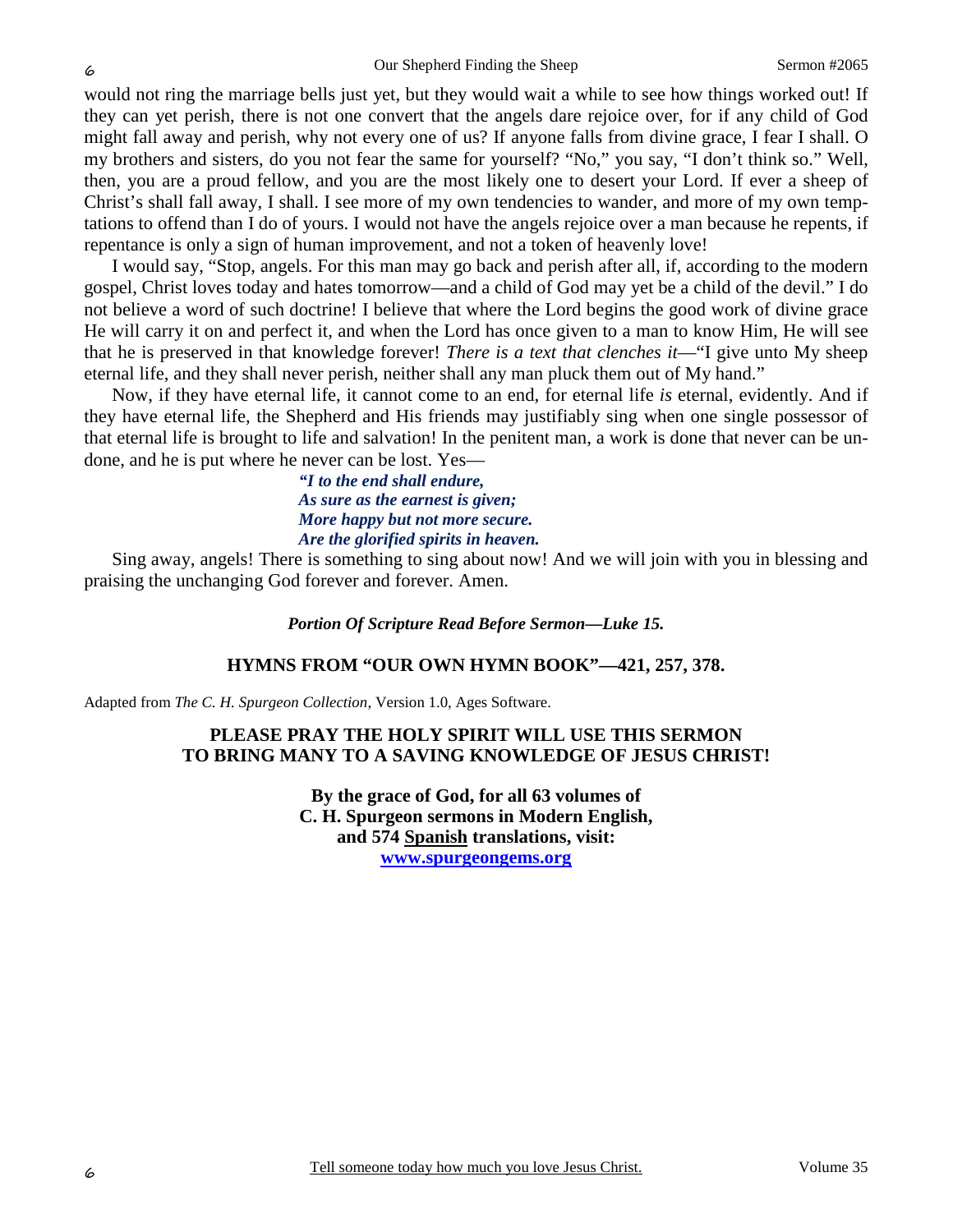would not ring the marriage bells just yet, but they would wait a while to see how things worked out! If they can yet perish, there is not one convert that the angels dare rejoice over, for if any child of God might fall away and perish, why not every one of us? If anyone falls from divine grace, I fear I shall. O my brothers and sisters, do you not fear the same for yourself? "No," you say, "I don't think so." Well, then, you are a proud fellow, and you are the most likely one to desert your Lord. If ever a sheep of Christ's shall fall away, I shall. I see more of my own tendencies to wander, and more of my own temptations to offend than I do of yours. I would not have the angels rejoice over a man because he repents, if repentance is only a sign of human improvement, and not a token of heavenly love!

I would say, "Stop, angels. For this man may go back and perish after all, if, according to the modern gospel, Christ loves today and hates tomorrow—and a child of God may yet be a child of the devil." I do not believe a word of such doctrine! I believe that where the Lord begins the good work of divine grace He will carry it on and perfect it, and when the Lord has once given to a man to know Him, He will see that he is preserved in that knowledge forever! *There is a text that clenches it*—"I give unto My sheep eternal life, and they shall never perish, neither shall any man pluck them out of My hand."

Now, if they have eternal life, it cannot come to an end, for eternal life *is* eternal, evidently. And if they have eternal life, the Shepherd and His friends may justifiably sing when one single possessor of that eternal life is brought to life and salvation! In the penitent man, a work is done that never can be undone, and he is put where he never can be lost. Yes—

> ***"I to the end shall endure,***
> ***As sure as the earnest is given;***
> ***More happy but not more secure.***
> ***Are the glorified spirits in heaven.***

Sing away, angels! There is something to sing about now! And we will join with you in blessing and praising the unchanging God forever and forever. Amen.

***Portion Of Scripture Read Before Sermon—Luke 15.***

**HYMNS FROM "OUR OWN HYMN BOOK"—421, 257, 378.**

Adapted from *The C. H. Spurgeon Collection*, Version 1.0, Ages Software.

**PLEASE PRAY THE HOLY SPIRIT WILL USE THIS SERMON TO BRING MANY TO A SAVING KNOWLEDGE OF JESUS CHRIST!**

**By the grace of God, for all 63 volumes of C. H. Spurgeon sermons in Modern English, and 574 Spanish translations, visit: www.spurgeongems.org**